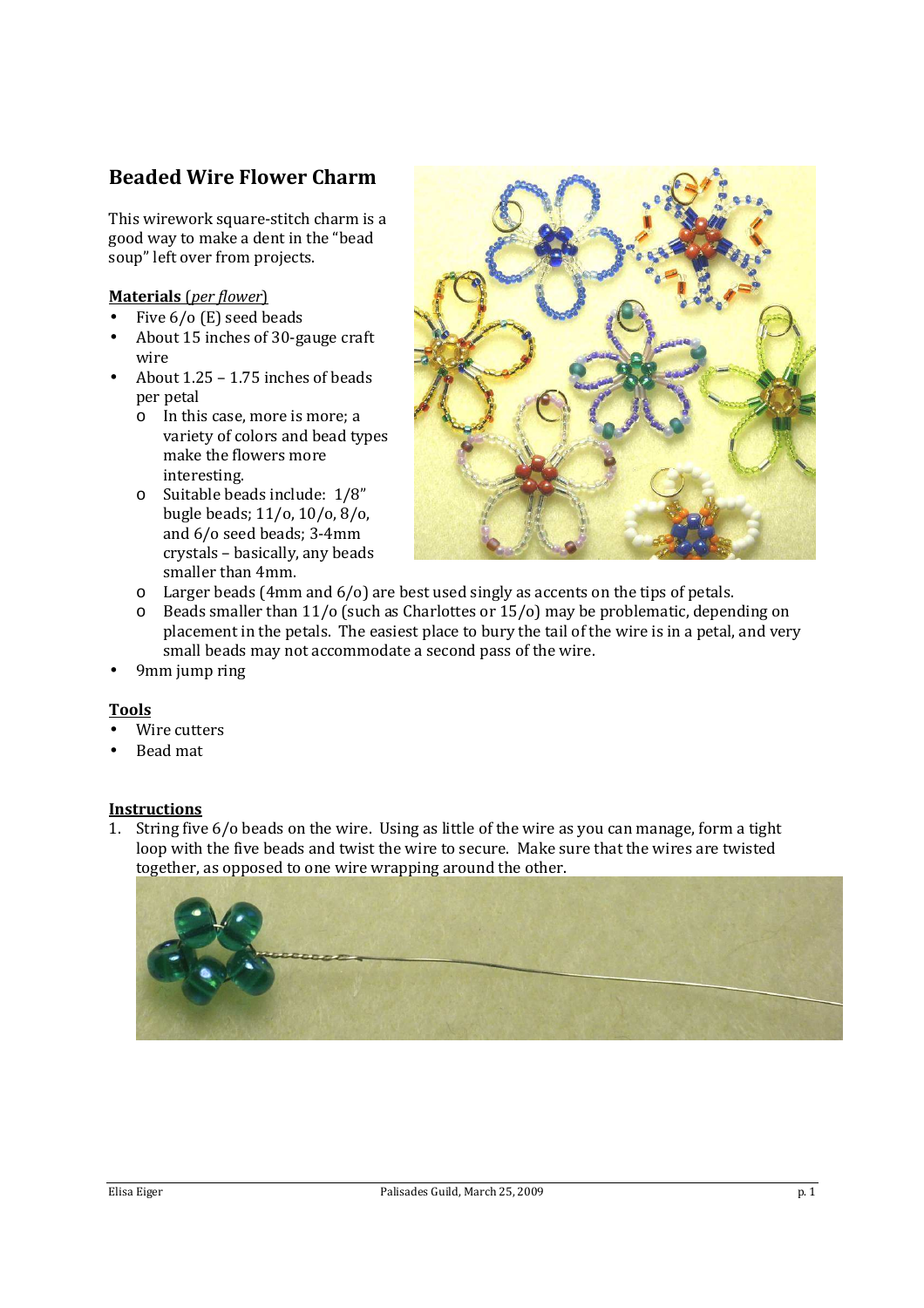# Beaded Wire Flower Charm

This wirework square-stitch charm is a good way to make a dent in the "bead soup" left over from projects.

**Materials** (*per flower*)

- Five 6/o (E) seed beads
- About 15 inches of 30-gauge craft wire
- About 1.25 – 1.75 inches of beads per petal
  - In this case, more is more; a variety of colors and bead types make the flowers more interesting.
  - Suitable beads include: 1/8" bugle beads; 11/o, 10/o, 8/o, and 6/o seed beads; 3-4mm crystals – basically, any beads smaller than 4mm.
  - Larger beads (4mm and 6/o) are best used singly as accents on the tips of petals.
  - Beads smaller than 11/o (such as Charlottes or 15/o) may be problematic, depending on placement in the petals. The easiest place to bury the tail of the wire is in a petal, and very small beads may not accommodate a second pass of the wire.
- 9mm jump ring

**Tools**

- Wire cutters
- Bead mat

**Instructions**

1. String five 6/o beads on the wire. Using as little of the wire as you can manage, form a tight loop with the five beads and twist the wire to secure. Make sure that the wires are twisted together, as opposed to one wire wrapping around the other.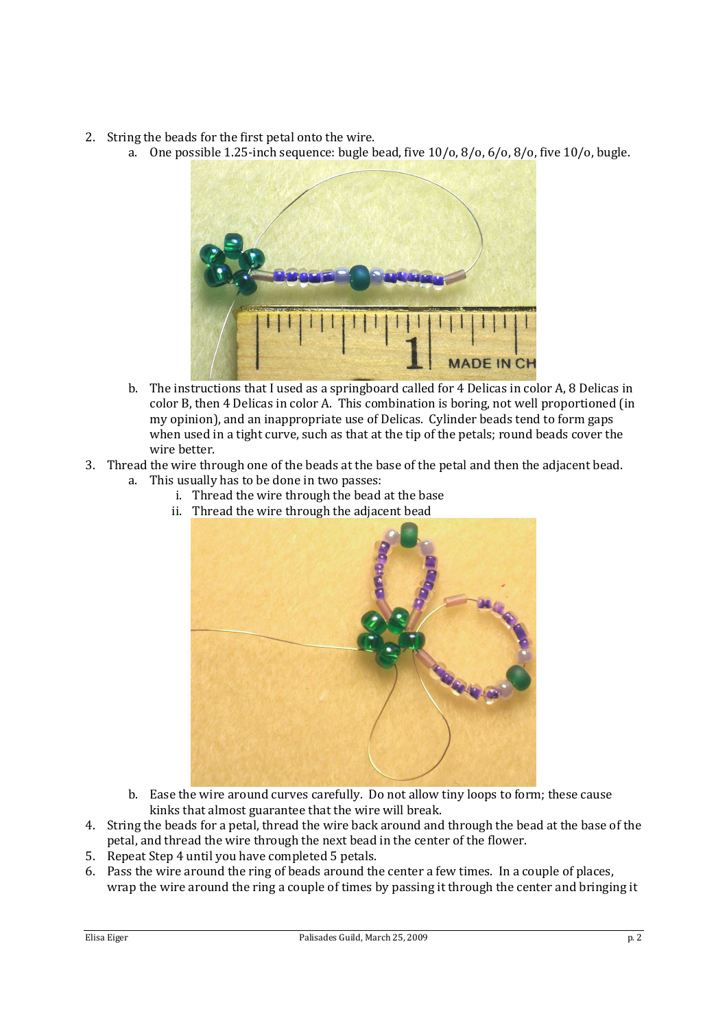2. String the beads for the first petal onto the wire.
   a. One possible 1.25-inch sequence: bugle bead, five 10/o, 8/o, 6/o, 8/o, five 10/o, bugle.
   b. The instructions that I used as a springboard called for 4 Delicas in color A, 8 Delicas in color B, then 4 Delicas in color A. This combination is boring, not well proportioned (in my opinion), and an inappropriate use of Delicas. Cylinder beads tend to form gaps when used in a tight curve, such as that at the tip of the petals; round beads cover the wire better.
3. Thread the wire through one of the beads at the base of the petal and then the adjacent bead.
   a. This usually has to be done in two passes:
      i. Thread the wire through the bead at the base
      ii. Thread the wire through the adjacent bead
   b. Ease the wire around curves carefully. Do not allow tiny loops to form; these cause kinks that almost guarantee that the wire will break.
4. String the beads for a petal, thread the wire back around and through the bead at the base of the petal, and thread the wire through the next bead in the center of the flower.
5. Repeat Step 4 until you have completed 5 petals.
6. Pass the wire around the ring of beads around the center a few times. In a couple of places, wrap the wire around the ring a couple of times by passing it through the center and bringing it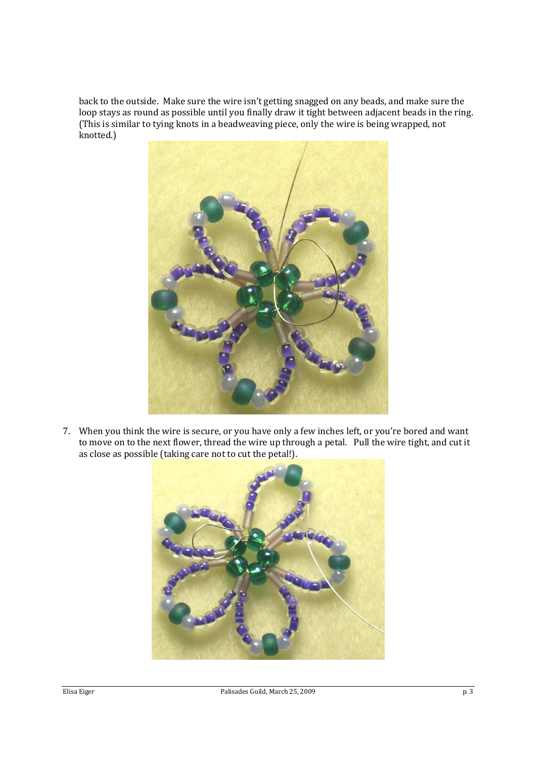back to the outside. Make sure the wire isn't getting snagged on any beads, and make sure the loop stays as round as possible until you finally draw it tight between adjacent beads in the ring. (This is similar to tying knots in a beadweaving piece, only the wire is being wrapped, not knotted.)

7. When you think the wire is secure, or you have only a few inches left, or you're bored and want to move on to the next flower, thread the wire up through a petal. Pull the wire tight, and cut it as close as possible (taking care not to cut the petal!).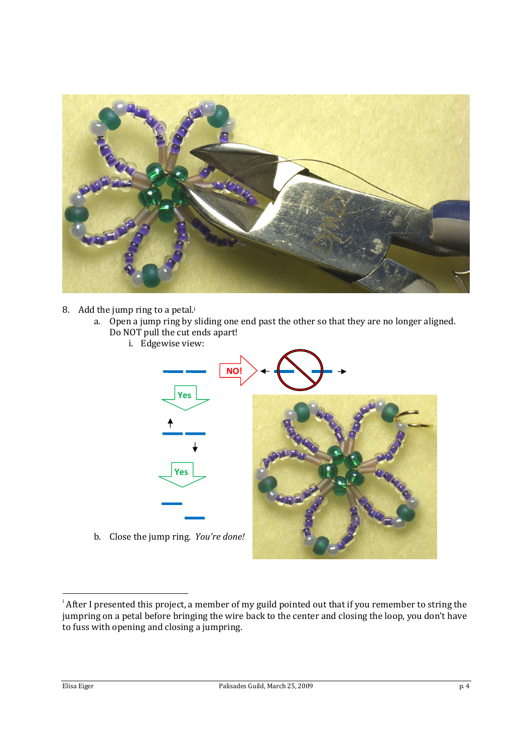8. Add the jump ring to a petal.[i]
   a. Open a jump ring by sliding one end past the other so that they are no longer aligned. Do NOT pull the cut ends apart!
      i. Edgewise view:

NO!

Yes

Yes

   b. Close the jump ring. *You're done!*

[i] After I presented this project, a member of my guild pointed out that if you remember to string the jumpring on a petal before bringing the wire back to the center and closing the loop, you don't have to fuss with opening and closing a jumpring.